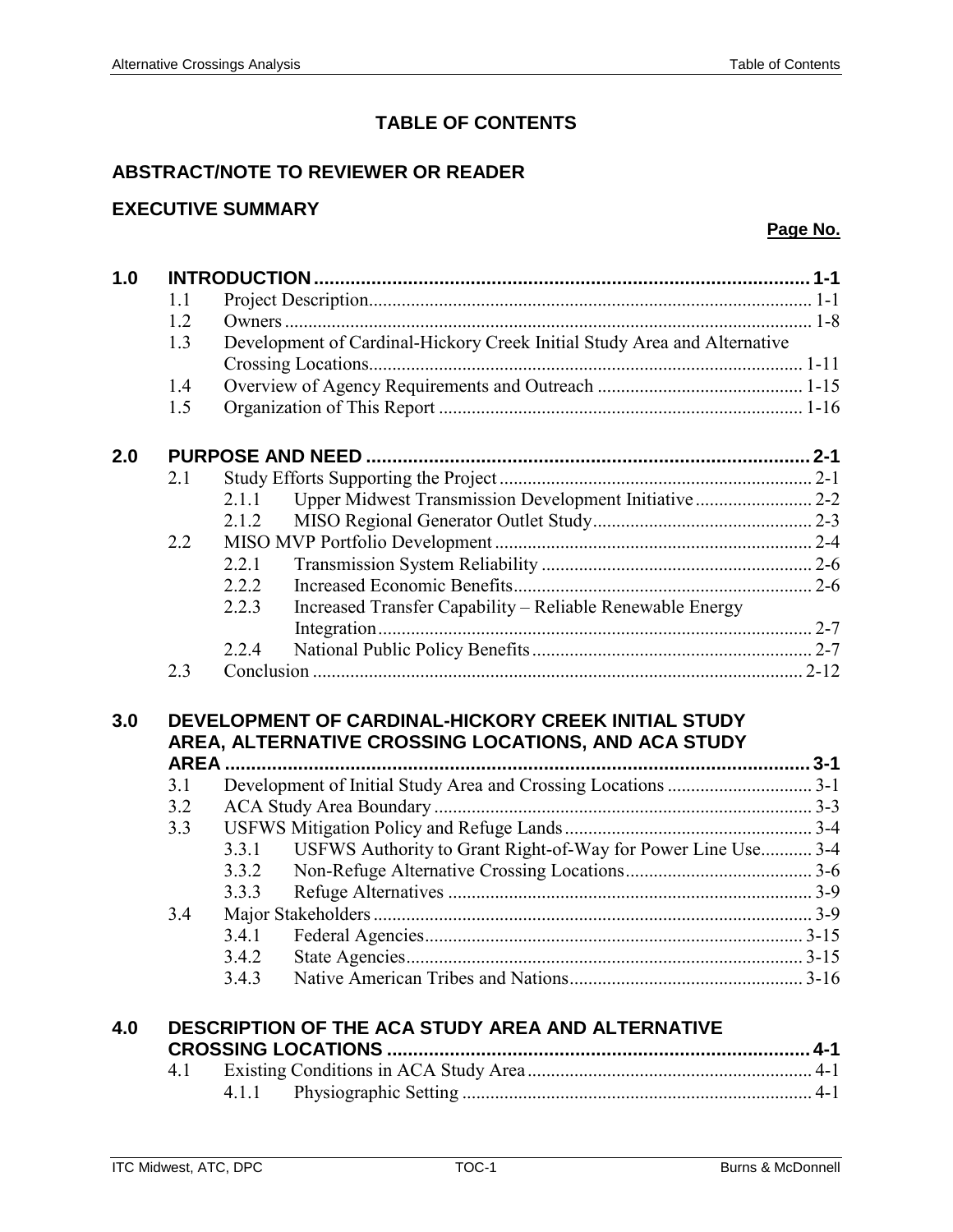# TABLE OF CONTENTS

## ABSTRACT/NOTE TO REVIEWER OR READER

## EXECUTIVE SUMMARY

**Page No.**

**1.0 INTRODUCTION ............................................................ 1-1**

- 1.1 Project Description ............................................................ 1-1
- 1.2 Owners ............................................................ 1-8
- 1.3 Development of Cardinal-Hickory Creek Initial Study Area and Alternative Crossing Locations ............................................................ 1-11
- 1.4 Overview of Agency Requirements and Outreach ............................................................ 1-15
- 1.5 Organization of This Report ............................................................ 1-16

**2.0 PURPOSE AND NEED ............................................................ 2-1**

- 2.1 Study Efforts Supporting the Project ............................................................ 2-1
  - 2.1.1 Upper Midwest Transmission Development Initiative ............................................................ 2-2
  - 2.1.2 MISO Regional Generator Outlet Study ............................................................ 2-3
- 2.2 MISO MVP Portfolio Development ............................................................ 2-4
  - 2.2.1 Transmission System Reliability ............................................................ 2-6
  - 2.2.2 Increased Economic Benefits ............................................................ 2-6
  - 2.2.3 Increased Transfer Capability – Reliable Renewable Energy Integration ............................................................ 2-7
  - 2.2.4 National Public Policy Benefits ............................................................ 2-7
- 2.3 Conclusion ............................................................ 2-12

**3.0 DEVELOPMENT OF CARDINAL-HICKORY CREEK INITIAL STUDY AREA, ALTERNATIVE CROSSING LOCATIONS, AND ACA STUDY AREA ............................................................ 3-1**

- 3.1 Development of Initial Study Area and Crossing Locations ............................................................ 3-1
- 3.2 ACA Study Area Boundary ............................................................ 3-3
- 3.3 USFWS Mitigation Policy and Refuge Lands ............................................................ 3-4
  - 3.3.1 USFWS Authority to Grant Right-of-Way for Power Line Use ............................................................ 3-4
  - 3.3.2 Non-Refuge Alternative Crossing Locations ............................................................ 3-6
  - 3.3.3 Refuge Alternatives ............................................................ 3-9
- 3.4 Major Stakeholders ............................................................ 3-9
  - 3.4.1 Federal Agencies ............................................................ 3-15
  - 3.4.2 State Agencies ............................................................ 3-15
  - 3.4.3 Native American Tribes and Nations ............................................................ 3-16

**4.0 DESCRIPTION OF THE ACA STUDY AREA AND ALTERNATIVE CROSSING LOCATIONS ............................................................ 4-1**

- 4.1 Existing Conditions in ACA Study Area ............................................................ 4-1
  - 4.1.1 Physiographic Setting ............................................................ 4-1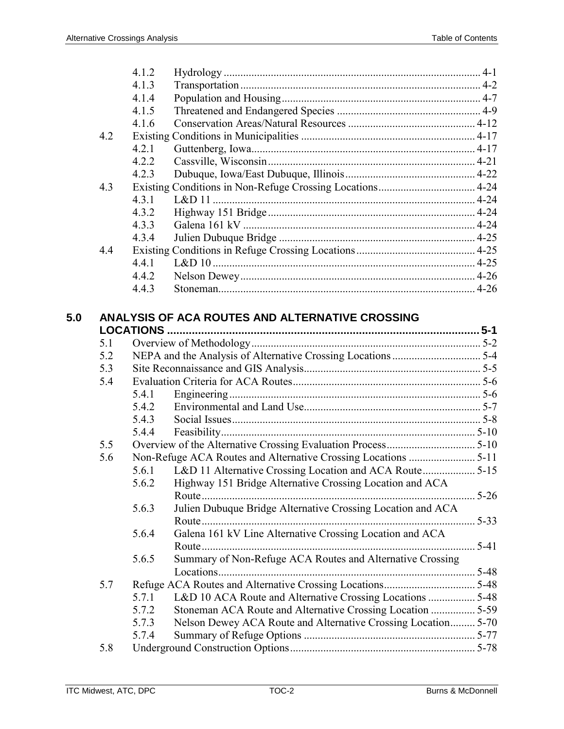| | | |
|---|---|---|
| 4.1.2 | Hydrology | 4-1 |
| 4.1.3 | Transportation | 4-2 |
| 4.1.4 | Population and Housing | 4-7 |
| 4.1.5 | Threatened and Endangered Species | 4-9 |
| 4.1.6 | Conservation Areas/Natural Resources | 4-12 |
| 4.2 | Existing Conditions in Municipalities | 4-17 |
| 4.2.1 | Guttenberg, Iowa | 4-17 |
| 4.2.2 | Cassville, Wisconsin | 4-21 |
| 4.2.3 | Dubuque, Iowa/East Dubuque, Illinois | 4-22 |
| 4.3 | Existing Conditions in Non-Refuge Crossing Locations | 4-24 |
| 4.3.1 | L&D 11 | 4-24 |
| 4.3.2 | Highway 151 Bridge | 4-24 |
| 4.3.3 | Galena 161 kV | 4-24 |
| 4.3.4 | Julien Dubuque Bridge | 4-25 |
| 4.4 | Existing Conditions in Refuge Crossing Locations | 4-25 |
| 4.4.1 | L&D 10 | 4-25 |
| 4.4.2 | Nelson Dewey | 4-26 |
| 4.4.3 | Stoneman | 4-26 |

**5.0 ANALYSIS OF ACA ROUTES AND ALTERNATIVE CROSSING LOCATIONS ..... 5-1**

| | | |
|---|---|---|
| 5.1 | Overview of Methodology | 5-2 |
| 5.2 | NEPA and the Analysis of Alternative Crossing Locations | 5-4 |
| 5.3 | Site Reconnaissance and GIS Analysis | 5-5 |
| 5.4 | Evaluation Criteria for ACA Routes | 5-6 |
| 5.4.1 | Engineering | 5-6 |
| 5.4.2 | Environmental and Land Use | 5-7 |
| 5.4.3 | Social Issues | 5-8 |
| 5.4.4 | Feasibility | 5-10 |
| 5.5 | Overview of the Alternative Crossing Evaluation Process | 5-10 |
| 5.6 | Non-Refuge ACA Routes and Alternative Crossing Locations | 5-11 |
| 5.6.1 | L&D 11 Alternative Crossing Location and ACA Route | 5-15 |
| 5.6.2 | Highway 151 Bridge Alternative Crossing Location and ACA Route | 5-26 |
| 5.6.3 | Julien Dubuque Bridge Alternative Crossing Location and ACA Route | 5-33 |
| 5.6.4 | Galena 161 kV Line Alternative Crossing Location and ACA Route | 5-41 |
| 5.6.5 | Summary of Non-Refuge ACA Routes and Alternative Crossing Locations | 5-48 |
| 5.7 | Refuge ACA Routes and Alternative Crossing Locations | 5-48 |
| 5.7.1 | L&D 10 ACA Route and Alternative Crossing Locations | 5-48 |
| 5.7.2 | Stoneman ACA Route and Alternative Crossing Location | 5-59 |
| 5.7.3 | Nelson Dewey ACA Route and Alternative Crossing Location | 5-70 |
| 5.7.4 | Summary of Refuge Options | 5-77 |
| 5.8 | Underground Construction Options | 5-78 |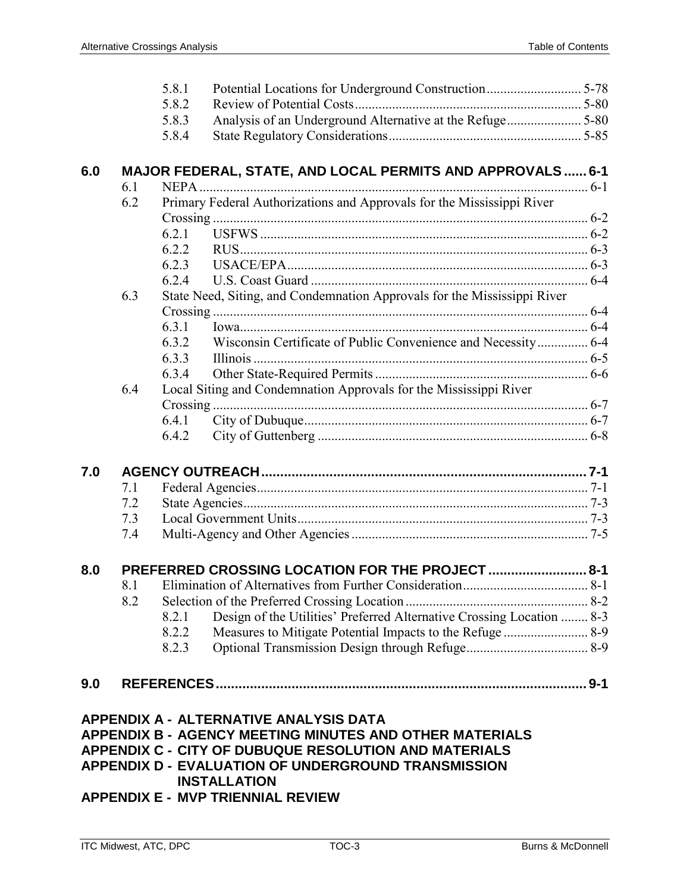5.8.1 Potential Locations for Underground Construction ........................... 5-78
5.8.2 Review of Potential Costs ................................................................. 5-80
5.8.3 Analysis of an Underground Alternative at the Refuge ...................... 5-80
5.8.4 State Regulatory Considerations ......................................................... 5-85

**6.0 MAJOR FEDERAL, STATE, AND LOCAL PERMITS AND APPROVALS ...... 6-1**

6.1 NEPA ................................................................................................................. 6-1
6.2 Primary Federal Authorizations and Approvals for the Mississippi River Crossing ............................................................................................................. 6-2
6.2.1 USFWS ................................................................................................ 6-2
6.2.2 RUS ...................................................................................................... 6-3
6.2.3 USACE/EPA ........................................................................................ 6-3
6.2.4 U.S. Coast Guard ................................................................................. 6-4
6.3 State Need, Siting, and Condemnation Approvals for the Mississippi River Crossing ............................................................................................................. 6-4
6.3.1 Iowa ...................................................................................................... 6-4
6.3.2 Wisconsin Certificate of Public Convenience and Necessity ............... 6-4
6.3.3 Illinois .................................................................................................. 6-5
6.3.4 Other State-Required Permits ............................................................... 6-6
6.4 Local Siting and Condemnation Approvals for the Mississippi River Crossing ............................................................................................................. 6-7
6.4.1 City of Dubuque ................................................................................... 6-7
6.4.2 City of Guttenberg ............................................................................... 6-8

**7.0 AGENCY OUTREACH ...................................................................................... 7-1**

7.1 Federal Agencies ................................................................................................ 7-1
7.2 State Agencies .................................................................................................... 7-3
7.3 Local Government Units .................................................................................... 7-3
7.4 Multi-Agency and Other Agencies ..................................................................... 7-5

**8.0 PREFERRED CROSSING LOCATION FOR THE PROJECT .......................... 8-1**

8.1 Elimination of Alternatives from Further Consideration .................................... 8-1
8.2 Selection of the Preferred Crossing Location ..................................................... 8-2
8.2.1 Design of the Utilities' Preferred Alternative Crossing Location ........ 8-3
8.2.2 Measures to Mitigate Potential Impacts to the Refuge ......................... 8-9
8.2.3 Optional Transmission Design through Refuge .................................... 8-9

**9.0 REFERENCES ................................................................................................. 9-1**

**APPENDIX A - ALTERNATIVE ANALYSIS DATA**
**APPENDIX B - AGENCY MEETING MINUTES AND OTHER MATERIALS**
**APPENDIX C - CITY OF DUBUQUE RESOLUTION AND MATERIALS**
**APPENDIX D - EVALUATION OF UNDERGROUND TRANSMISSION INSTALLATION**
**APPENDIX E - MVP TRIENNIAL REVIEW**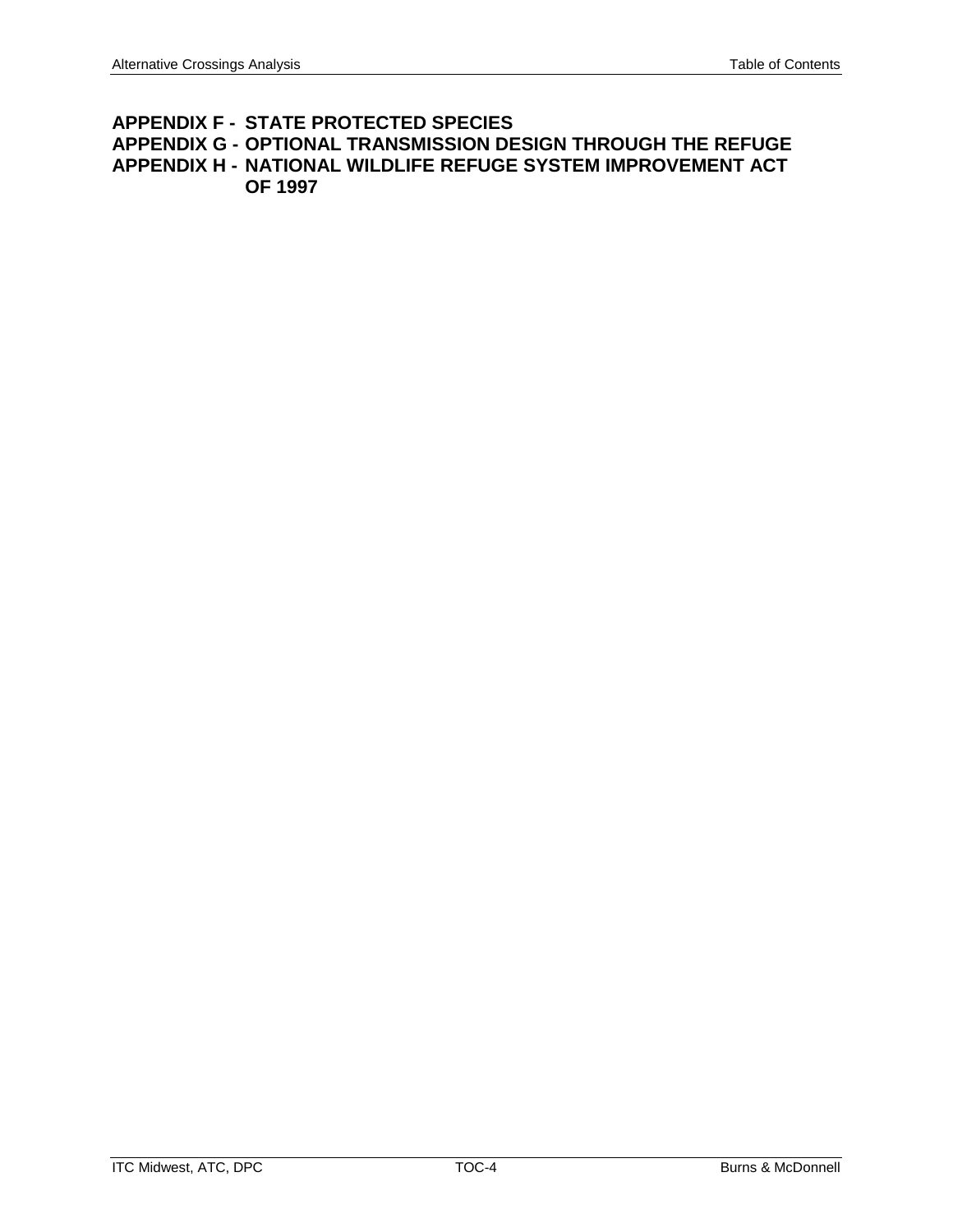**APPENDIX F - STATE PROTECTED SPECIES**

**APPENDIX G - OPTIONAL TRANSMISSION DESIGN THROUGH THE REFUGE**

**APPENDIX H - NATIONAL WILDLIFE REFUGE SYSTEM IMPROVEMENT ACT OF 1997**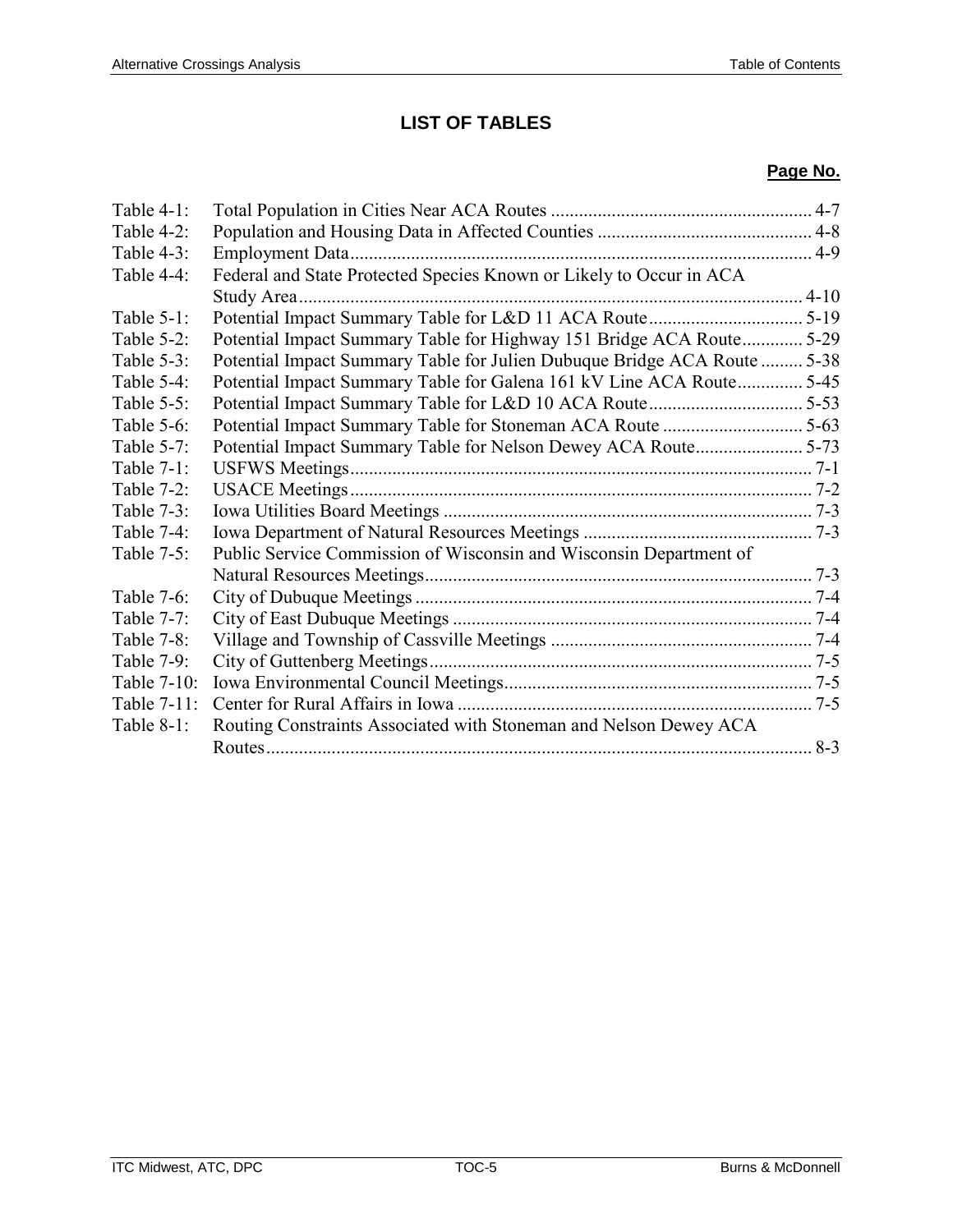## LIST OF TABLES

| | | Page No. |
|---|---|---|
| Table 4-1: | Total Population in Cities Near ACA Routes | 4-7 |
| Table 4-2: | Population and Housing Data in Affected Counties | 4-8 |
| Table 4-3: | Employment Data | 4-9 |
| Table 4-4: | Federal and State Protected Species Known or Likely to Occur in ACA Study Area | 4-10 |
| Table 5-1: | Potential Impact Summary Table for L&D 11 ACA Route | 5-19 |
| Table 5-2: | Potential Impact Summary Table for Highway 151 Bridge ACA Route | 5-29 |
| Table 5-3: | Potential Impact Summary Table for Julien Dubuque Bridge ACA Route | 5-38 |
| Table 5-4: | Potential Impact Summary Table for Galena 161 kV Line ACA Route | 5-45 |
| Table 5-5: | Potential Impact Summary Table for L&D 10 ACA Route | 5-53 |
| Table 5-6: | Potential Impact Summary Table for Stoneman ACA Route | 5-63 |
| Table 5-7: | Potential Impact Summary Table for Nelson Dewey ACA Route | 5-73 |
| Table 7-1: | USFWS Meetings | 7-1 |
| Table 7-2: | USACE Meetings | 7-2 |
| Table 7-3: | Iowa Utilities Board Meetings | 7-3 |
| Table 7-4: | Iowa Department of Natural Resources Meetings | 7-3 |
| Table 7-5: | Public Service Commission of Wisconsin and Wisconsin Department of Natural Resources Meetings | 7-3 |
| Table 7-6: | City of Dubuque Meetings | 7-4 |
| Table 7-7: | City of East Dubuque Meetings | 7-4 |
| Table 7-8: | Village and Township of Cassville Meetings | 7-4 |
| Table 7-9: | City of Guttenberg Meetings | 7-5 |
| Table 7-10: | Iowa Environmental Council Meetings | 7-5 |
| Table 7-11: | Center for Rural Affairs in Iowa | 7-5 |
| Table 8-1: | Routing Constraints Associated with Stoneman and Nelson Dewey ACA Routes | 8-3 |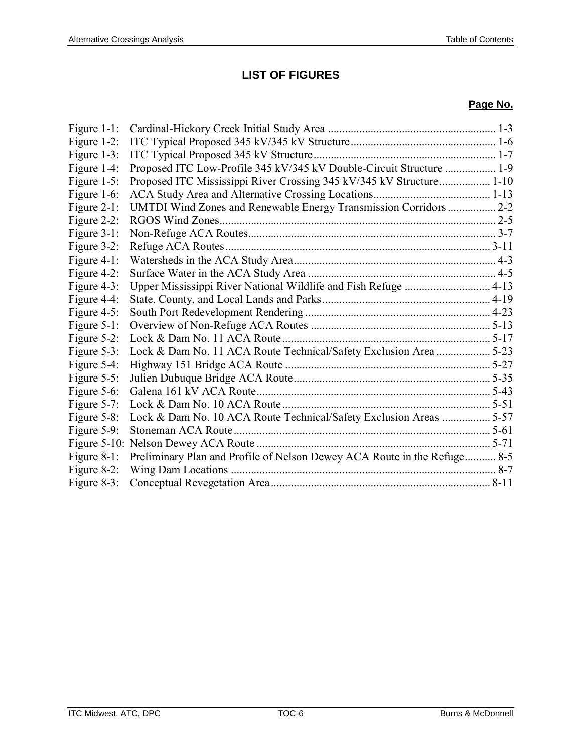# LIST OF FIGURES

**Page No.**

| | | |
|---|---|---|
| Figure 1-1: | Cardinal-Hickory Creek Initial Study Area | 1-3 |
| Figure 1-2: | ITC Typical Proposed 345 kV/345 kV Structure | 1-6 |
| Figure 1-3: | ITC Typical Proposed 345 kV Structure | 1-7 |
| Figure 1-4: | Proposed ITC Low-Profile 345 kV/345 kV Double-Circuit Structure | 1-9 |
| Figure 1-5: | Proposed ITC Mississippi River Crossing 345 kV/345 kV Structure | 1-10 |
| Figure 1-6: | ACA Study Area and Alternative Crossing Locations | 1-13 |
| Figure 2-1: | UMTDI Wind Zones and Renewable Energy Transmission Corridors | 2-2 |
| Figure 2-2: | RGOS Wind Zones | 2-5 |
| Figure 3-1: | Non-Refuge ACA Routes | 3-7 |
| Figure 3-2: | Refuge ACA Routes | 3-11 |
| Figure 4-1: | Watersheds in the ACA Study Area | 4-3 |
| Figure 4-2: | Surface Water in the ACA Study Area | 4-5 |
| Figure 4-3: | Upper Mississippi River National Wildlife and Fish Refuge | 4-13 |
| Figure 4-4: | State, County, and Local Lands and Parks | 4-19 |
| Figure 4-5: | South Port Redevelopment Rendering | 4-23 |
| Figure 5-1: | Overview of Non-Refuge ACA Routes | 5-13 |
| Figure 5-2: | Lock & Dam No. 11 ACA Route | 5-17 |
| Figure 5-3: | Lock & Dam No. 11 ACA Route Technical/Safety Exclusion Area | 5-23 |
| Figure 5-4: | Highway 151 Bridge ACA Route | 5-27 |
| Figure 5-5: | Julien Dubuque Bridge ACA Route | 5-35 |
| Figure 5-6: | Galena 161 kV ACA Route | 5-43 |
| Figure 5-7: | Lock & Dam No. 10 ACA Route | 5-51 |
| Figure 5-8: | Lock & Dam No. 10 ACA Route Technical/Safety Exclusion Areas | 5-57 |
| Figure 5-9: | Stoneman ACA Route | 5-61 |
| Figure 5-10: | Nelson Dewey ACA Route | 5-71 |
| Figure 8-1: | Preliminary Plan and Profile of Nelson Dewey ACA Route in the Refuge | 8-5 |
| Figure 8-2: | Wing Dam Locations | 8-7 |
| Figure 8-3: | Conceptual Revegetation Area | 8-11 |